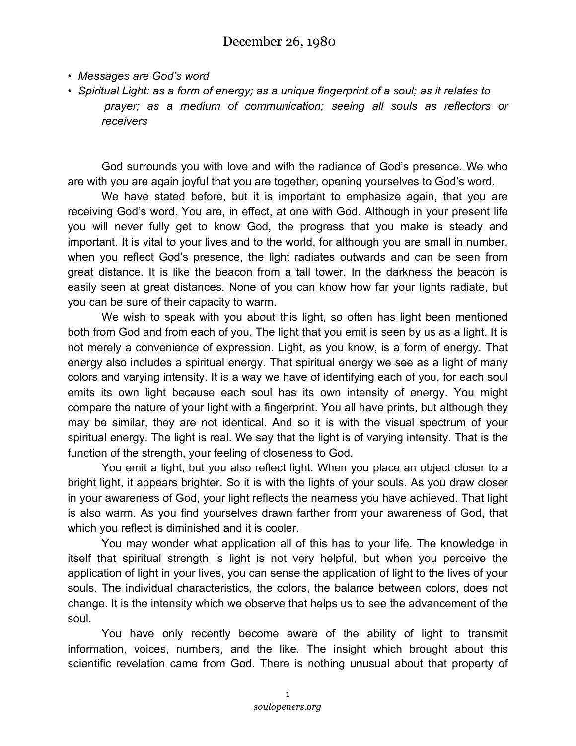# December 26, 1980

- *Messages are God's word*
- *Spiritual Light: as a form of energy; as a unique fingerprint of a soul; as it relates to prayer; as a medium of communication; seeing all souls as reflectors or receivers*

God surrounds you with love and with the radiance of God's presence. We who are with you are again joyful that you are together, opening yourselves to God's word.

We have stated before, but it is important to emphasize again, that you are receiving God's word. You are, in effect, at one with God. Although in your present life you will never fully get to know God, the progress that you make is steady and important. It is vital to your lives and to the world, for although you are small in number, when you reflect God's presence, the light radiates outwards and can be seen from great distance. It is like the beacon from a tall tower. In the darkness the beacon is easily seen at great distances. None of you can know how far your lights radiate, but you can be sure of their capacity to warm.

We wish to speak with you about this light, so often has light been mentioned both from God and from each of you. The light that you emit is seen by us as a light. It is not merely a convenience of expression. Light, as you know, is a form of energy. That energy also includes a spiritual energy. That spiritual energy we see as a light of many colors and varying intensity. It is a way we have of identifying each of you, for each soul emits its own light because each soul has its own intensity of energy. You might compare the nature of your light with a fingerprint. You all have prints, but although they may be similar, they are not identical. And so it is with the visual spectrum of your spiritual energy. The light is real. We say that the light is of varying intensity. That is the function of the strength, your feeling of closeness to God.

You emit a light, but you also reflect light. When you place an object closer to a bright light, it appears brighter. So it is with the lights of your souls. As you draw closer in your awareness of God, your light reflects the nearness you have achieved. That light is also warm. As you find yourselves drawn farther from your awareness of God, that which you reflect is diminished and it is cooler.

You may wonder what application all of this has to your life. The knowledge in itself that spiritual strength is light is not very helpful, but when you perceive the application of light in your lives, you can sense the application of light to the lives of your souls. The individual characteristics, the colors, the balance between colors, does not change. It is the intensity which we observe that helps us to see the advancement of the soul.

You have only recently become aware of the ability of light to transmit information, voices, numbers, and the like. The insight which brought about this scientific revelation came from God. There is nothing unusual about that property of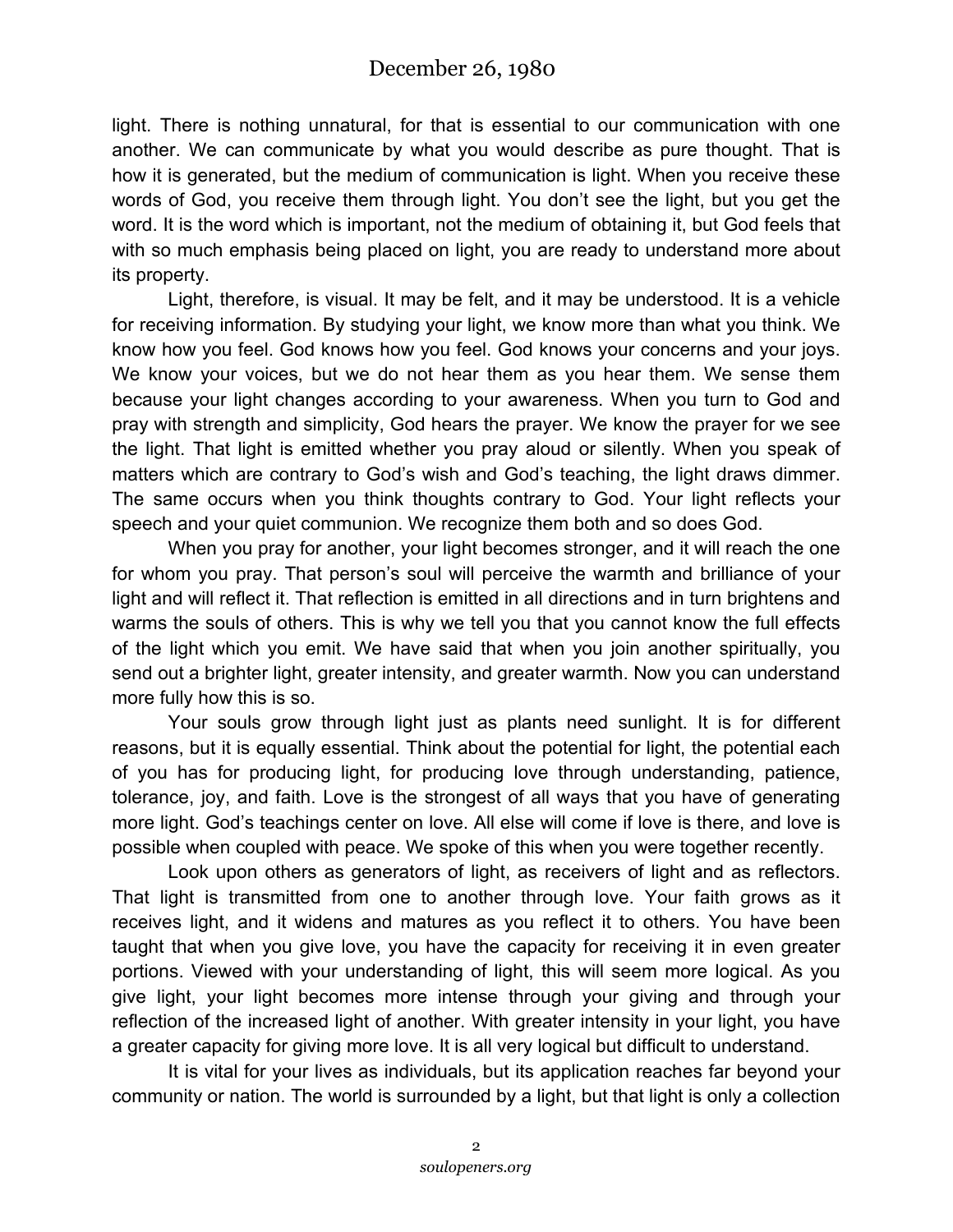light. There is nothing unnatural, for that is essential to our communication with one another. We can communicate by what you would describe as pure thought. That is how it is generated, but the medium of communication is light. When you receive these words of God, you receive them through light. You don't see the light, but you get the word. It is the word which is important, not the medium of obtaining it, but God feels that with so much emphasis being placed on light, you are ready to understand more about its property.

Light, therefore, is visual. It may be felt, and it may be understood. It is a vehicle for receiving information. By studying your light, we know more than what you think. We know how you feel. God knows how you feel. God knows your concerns and your joys. We know your voices, but we do not hear them as you hear them. We sense them because your light changes according to your awareness. When you turn to God and pray with strength and simplicity, God hears the prayer. We know the prayer for we see the light. That light is emitted whether you pray aloud or silently. When you speak of matters which are contrary to God's wish and God's teaching, the light draws dimmer. The same occurs when you think thoughts contrary to God. Your light reflects your speech and your quiet communion. We recognize them both and so does God.

When you pray for another, your light becomes stronger, and it will reach the one for whom you pray. That person's soul will perceive the warmth and brilliance of your light and will reflect it. That reflection is emitted in all directions and in turn brightens and warms the souls of others. This is why we tell you that you cannot know the full effects of the light which you emit. We have said that when you join another spiritually, you send out a brighter light, greater intensity, and greater warmth. Now you can understand more fully how this is so.

Your souls grow through light just as plants need sunlight. It is for different reasons, but it is equally essential. Think about the potential for light, the potential each of you has for producing light, for producing love through understanding, patience, tolerance, joy, and faith. Love is the strongest of all ways that you have of generating more light. God's teachings center on love. All else will come if love is there, and love is possible when coupled with peace. We spoke of this when you were together recently.

Look upon others as generators of light, as receivers of light and as reflectors. That light is transmitted from one to another through love. Your faith grows as it receives light, and it widens and matures as you reflect it to others. You have been taught that when you give love, you have the capacity for receiving it in even greater portions. Viewed with your understanding of light, this will seem more logical. As you give light, your light becomes more intense through your giving and through your reflection of the increased light of another. With greater intensity in your light, you have a greater capacity for giving more love. It is all very logical but difficult to understand.

It is vital for your lives as individuals, but its application reaches far beyond your community or nation. The world is surrounded by a light, but that light is only a collection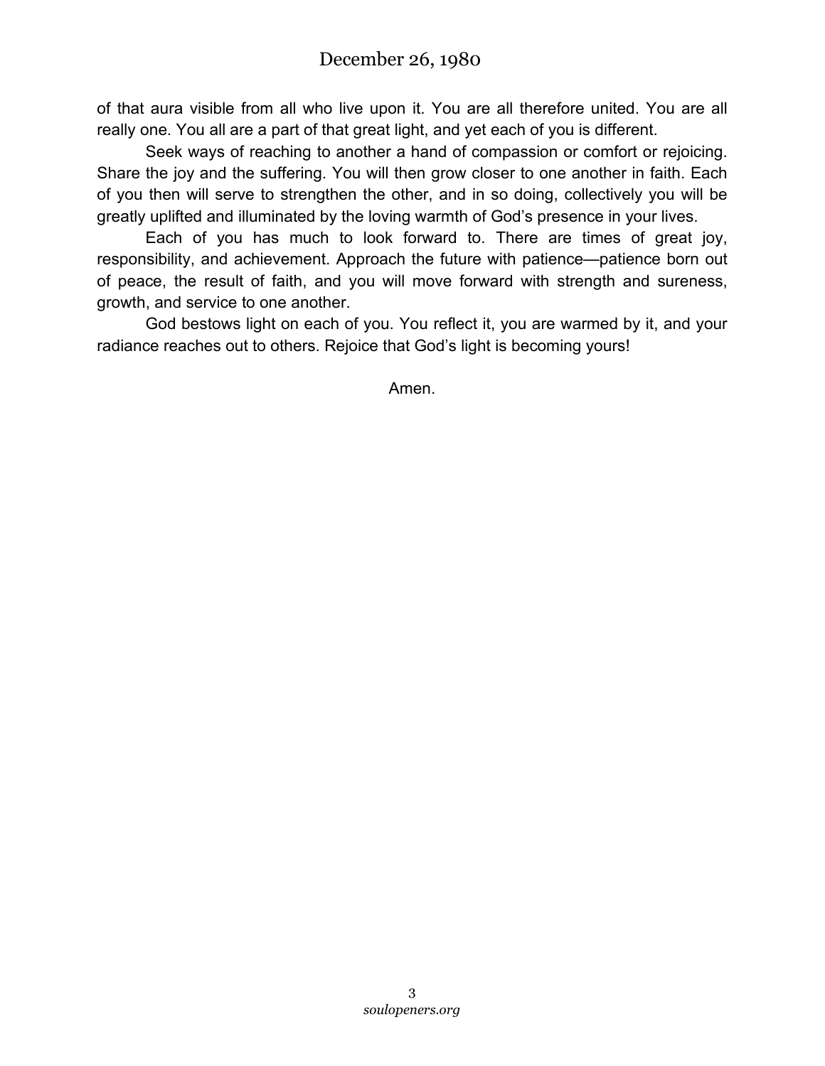of that aura visible from all who live upon it. You are all therefore united. You are all really one. You all are a part of that great light, and yet each of you is different.

Seek ways of reaching to another a hand of compassion or comfort or rejoicing. Share the joy and the suffering. You will then grow closer to one another in faith. Each of you then will serve to strengthen the other, and in so doing, collectively you will be greatly uplifted and illuminated by the loving warmth of God's presence in your lives.

Each of you has much to look forward to. There are times of great joy, responsibility, and achievement. Approach the future with patience—patience born out of peace, the result of faith, and you will move forward with strength and sureness, growth, and service to one another.

God bestows light on each of you. You reflect it, you are warmed by it, and your radiance reaches out to others. Rejoice that God's light is becoming yours!

Amen.